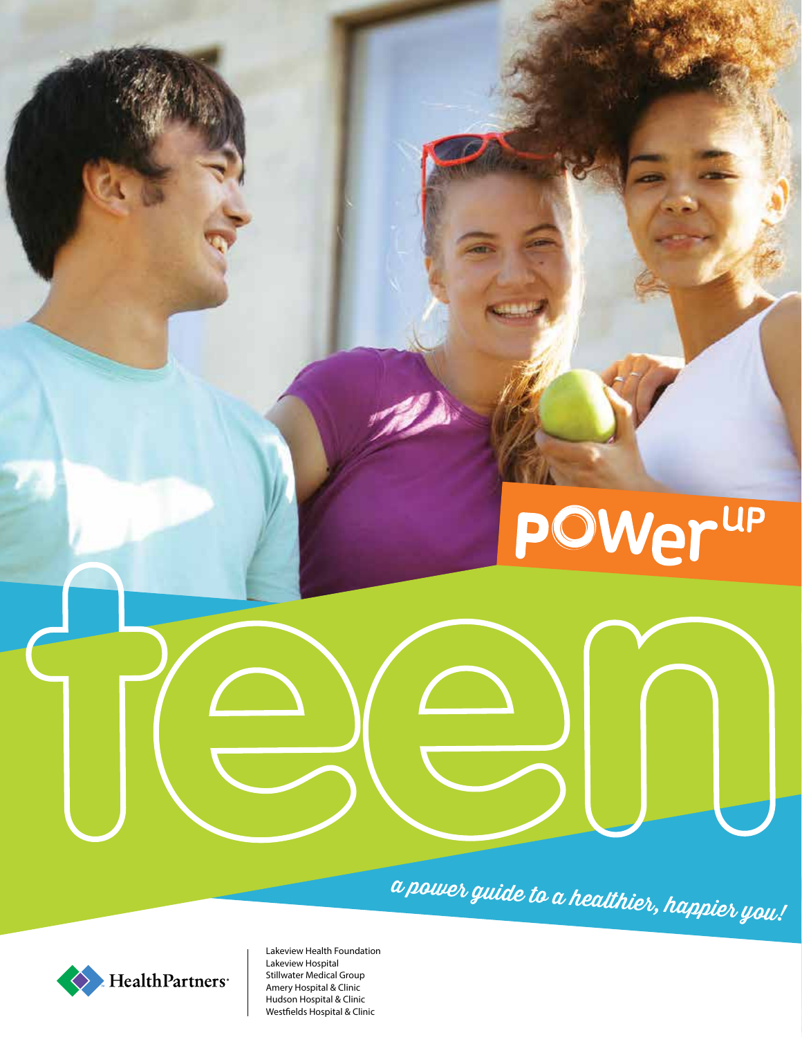# power up teen

*a power guide to a healthier, happier you!*

HealthPartners

Lakeview Health Foundation
Lakeview Hospital
Stillwater Medical Group
Amery Hospital & Clinic
Hudson Hospital & Clinic
Westfields Hospital & Clinic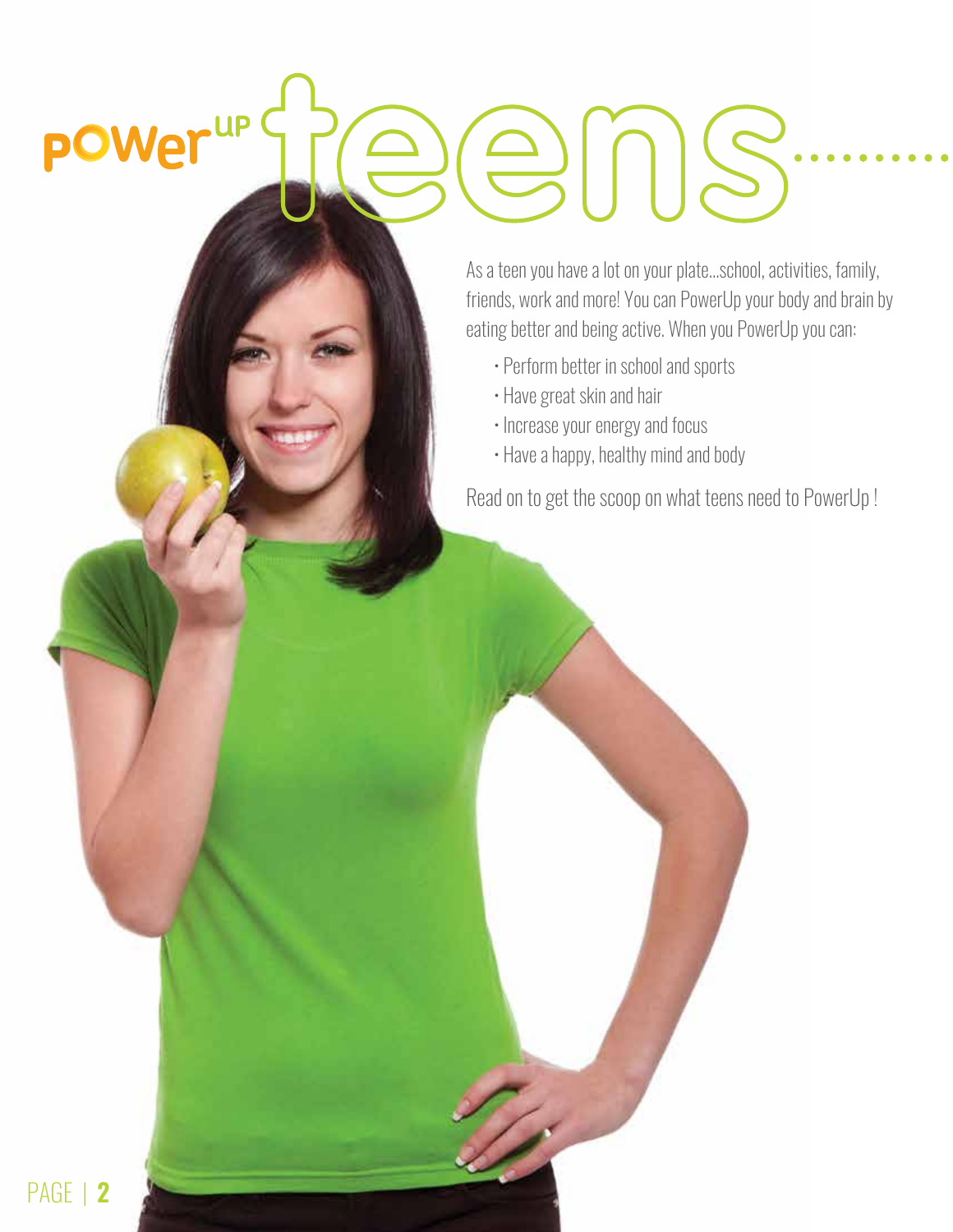# powerUP teens

As a teen you have a lot on your plate...school, activities, family, friends, work and more! You can PowerUp your body and brain by eating better and being active. When you PowerUp you can:

- Perform better in school and sports
- Have great skin and hair
- Increase your energy and focus
- Have a happy, healthy mind and body

Read on to get the scoop on what teens need to PowerUp !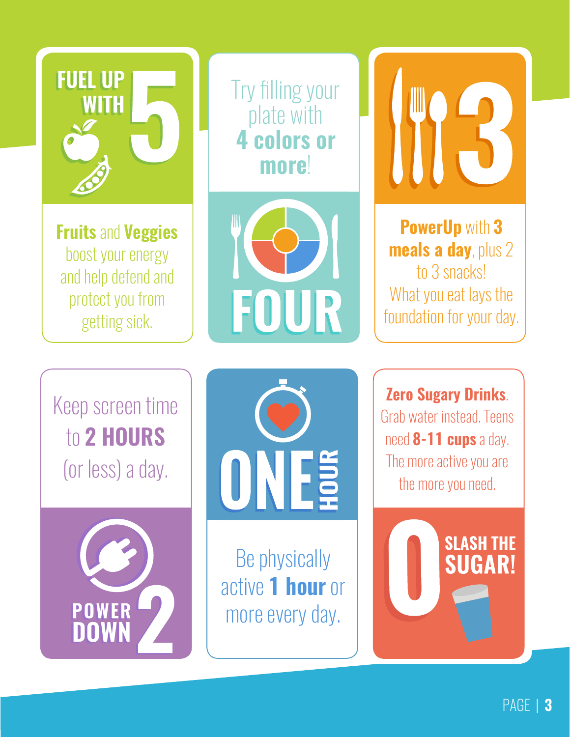## FUEL UP WITH 5

**Fruits** and **Veggies** boost your energy and help defend and protect you from getting sick.

## FOUR

Try filling your plate with **4 colors or more**!

## 3

**PowerUp** with **3 meals a day**, plus 2 to 3 snacks! What you eat lays the foundation for your day.

## POWER DOWN 2

Keep screen time to **2 HOURS** (or less) a day.

## ONE HOUR

Be physically active **1 hour** or more every day.

## 0 SLASH THE SUGAR!

**Zero Sugary Drinks**. Grab water instead. Teens need **8-11 cups** a day. The more active you are the more you need.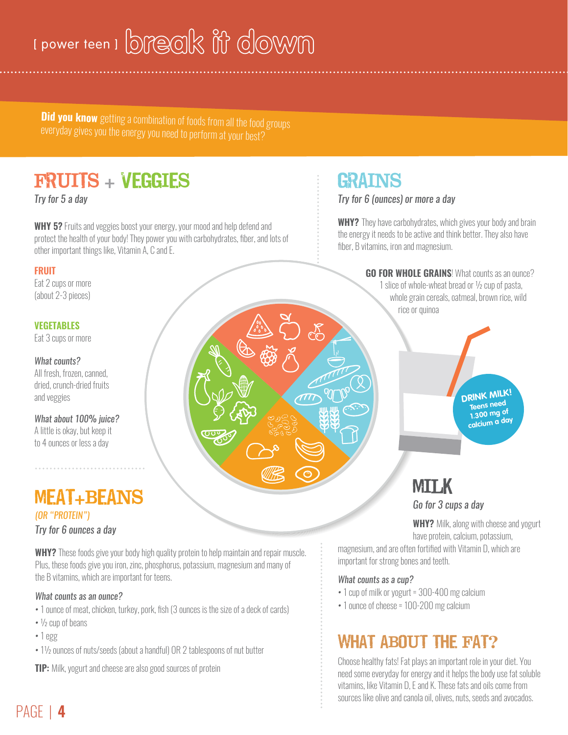# [ power teen ] break it down

**Did you know** getting a combination of foods from all the food groups everyday gives you the energy you need to perform at your best?

## FRUITS + VEGGIES

*Try for 5 a day*

**WHY 5?** Fruits and veggies boost your energy, your mood and help defend and protect the health of your body! They power you with carbohydrates, fiber, and lots of other important things like, Vitamin A, C and E.

**FRUIT**
Eat 2 cups or more (about 2-3 pieces)

**VEGETABLES**
Eat 3 cups or more

*What counts?*
All fresh, frozen, canned, dried, crunch-dried fruits and veggies

*What about 100% juice?*
A little is okay, but keep it to 4 ounces or less a day

## MEAT+BEANS

*(OR "PROTEIN")*

*Try for 6 ounces a day*

**WHY?** These foods give your body high quality protein to help maintain and repair muscle. Plus, these foods give you iron, zinc, phosphorus, potassium, magnesium and many of the B vitamins, which are important for teens.

*What counts as an ounce?*

- 1 ounce of meat, chicken, turkey, pork, fish (3 ounces is the size of a deck of cards)
- ½ cup of beans
- 1 egg
- 1½ ounces of nuts/seeds (about a handful) OR 2 tablespoons of nut butter

**TIP:** Milk, yogurt and cheese are also good sources of protein

## GRAINS

*Try for 6 (ounces) or more a day*

**WHY?** They have carbohydrates, which gives your body and brain the energy it needs to be active and think better. They also have fiber, B vitamins, iron and magnesium.

**GO FOR WHOLE GRAINS**! What counts as an ounce? 1 slice of whole-wheat bread or ½ cup of pasta, whole grain cereals, oatmeal, brown rice, wild rice or quinoa

**DRINK MILK!** Teens need 1,300 mg of calcium a day

## MILK

*Go for 3 cups a day*

**WHY?** Milk, along with cheese and yogurt have protein, calcium, potassium, magnesium, and are often fortified with Vitamin D, which are important for strong bones and teeth.

*What counts as a cup?*

- 1 cup of milk or yogurt = 300-400 mg calcium
- 1 ounce of cheese = 100-200 mg calcium

## WHAT ABOUT THE FAT?

Choose healthy fats! Fat plays an important role in your diet. You need some everyday for energy and it helps the body use fat soluble vitamins, like Vitamin D, E and K. These fats and oils come from sources like olive and canola oil, olives, nuts, seeds and avocados.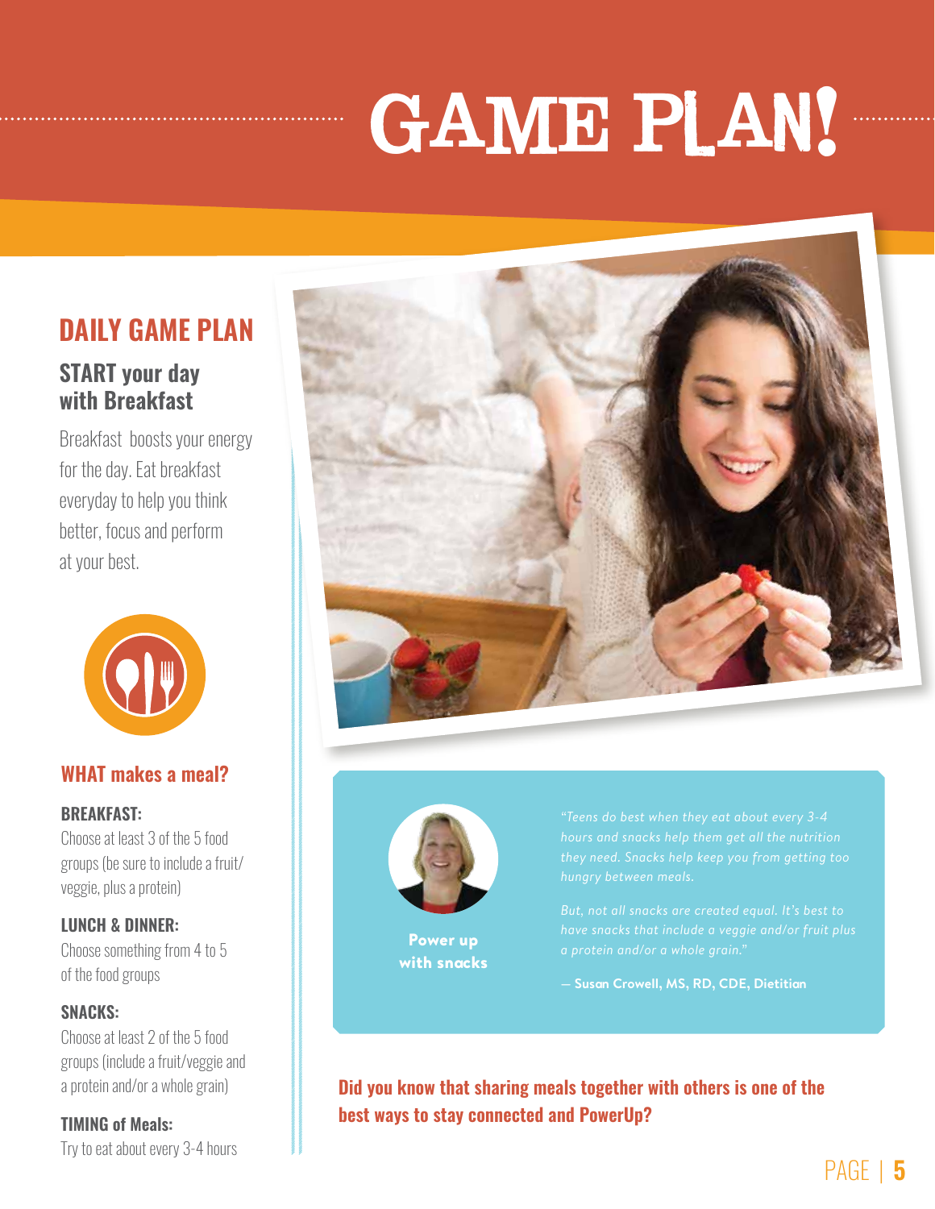# GAME PLAN!

## DAILY GAME PLAN

### START your day with Breakfast

Breakfast boosts your energy for the day. Eat breakfast everyday to help you think better, focus and perform at your best.

### WHAT makes a meal?

**BREAKFAST:**
Choose at least 3 of the 5 food groups (be sure to include a fruit/veggie, plus a protein)

**LUNCH & DINNER:**
Choose something from 4 to 5 of the food groups

**SNACKS:**
Choose at least 2 of the 5 food groups (include a fruit/veggie and a protein and/or a whole grain)

**TIMING of Meals:**
Try to eat about every 3-4 hours

**Power up with snacks**

*"Teens do best when they eat about every 3-4 hours and snacks help them get all the nutrition they need. Snacks help keep you from getting too hungry between meals.*

*But, not all snacks are created equal. It's best to have snacks that include a veggie and/or fruit plus a protein and/or a whole grain."*

**— Susan Crowell, MS, RD, CDE, Dietitian**

**Did you know that sharing meals together with others is one of the best ways to stay connected and PowerUp?**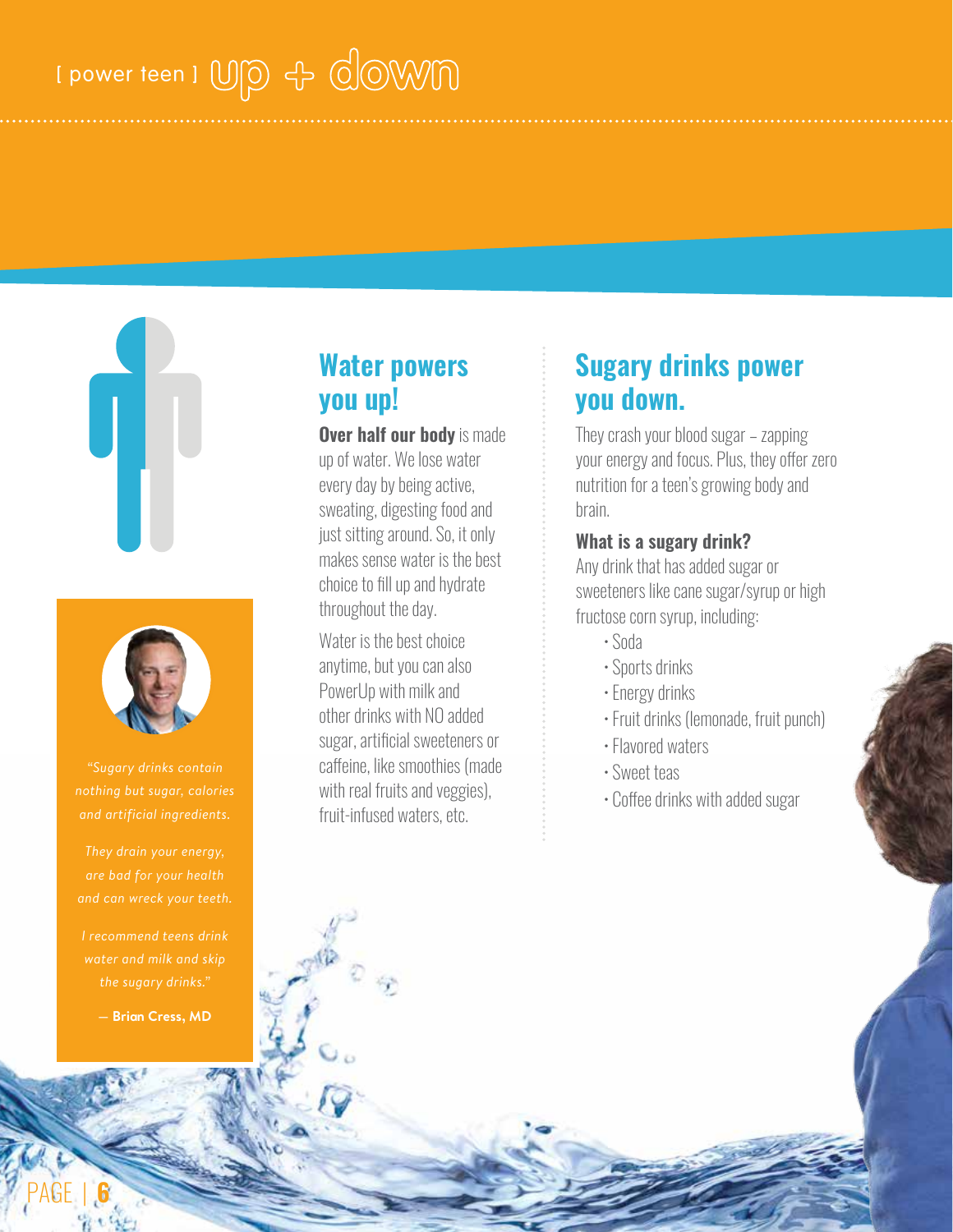# [ power teen ] up + down

> *"Sugary drinks contain nothing but sugar, calories and artificial ingredients.*
>
> *They drain your energy, are bad for your health and can wreck your teeth.*
>
> *I recommend teens drink water and milk and skip the sugary drinks."*
>
> **— Brian Cress, MD**

## Water powers you up!

**Over half our body** is made up of water. We lose water every day by being active, sweating, digesting food and just sitting around. So, it only makes sense water is the best choice to fill up and hydrate throughout the day.

Water is the best choice anytime, but you can also PowerUp with milk and other drinks with NO added sugar, artificial sweeteners or caffeine, like smoothies (made with real fruits and veggies), fruit-infused waters, etc.

## Sugary drinks power you down.

They crash your blood sugar – zapping your energy and focus. Plus, they offer zero nutrition for a teen's growing body and brain.

### What is a sugary drink?

Any drink that has added sugar or sweeteners like cane sugar/syrup or high fructose corn syrup, including:

- Soda
- Sports drinks
- Energy drinks
- Fruit drinks (lemonade, fruit punch)
- Flavored waters
- Sweet teas
- Coffee drinks with added sugar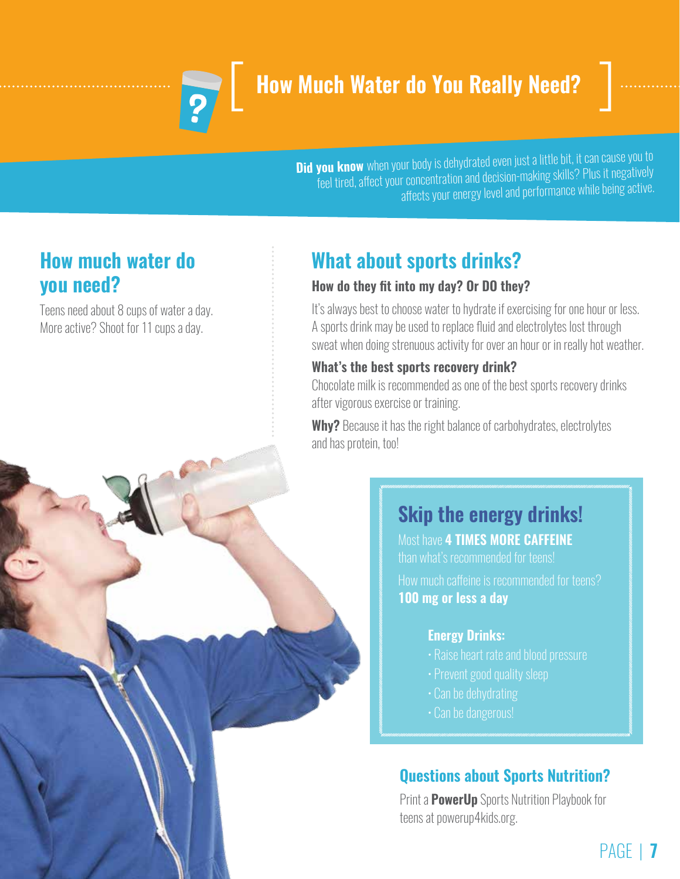# How Much Water do You Really Need?

**Did you know** when your body is dehydrated even just a little bit, it can cause you to feel tired, affect your concentration and decision-making skills? Plus it negatively affects your energy level and performance while being active.

## How much water do you need?

Teens need about 8 cups of water a day. More active? Shoot for 11 cups a day.

## What about sports drinks?

### How do they fit into my day? Or DO they?

It's always best to choose water to hydrate if exercising for one hour or less. A sports drink may be used to replace fluid and electrolytes lost through sweat when doing strenuous activity for over an hour or in really hot weather.

### What's the best sports recovery drink?

Chocolate milk is recommended as one of the best sports recovery drinks after vigorous exercise or training.

**Why?** Because it has the right balance of carbohydrates, electrolytes and has protein, too!

## Skip the energy drinks!

Most have **4 TIMES MORE CAFFEINE** than what's recommended for teens!

How much caffeine is recommended for teens?
**100 mg or less a day**

**Energy Drinks:**

- Raise heart rate and blood pressure
- Prevent good quality sleep
- Can be dehydrating
- Can be dangerous!

## Questions about Sports Nutrition?

Print a **PowerUp** Sports Nutrition Playbook for teens at powerup4kids.org.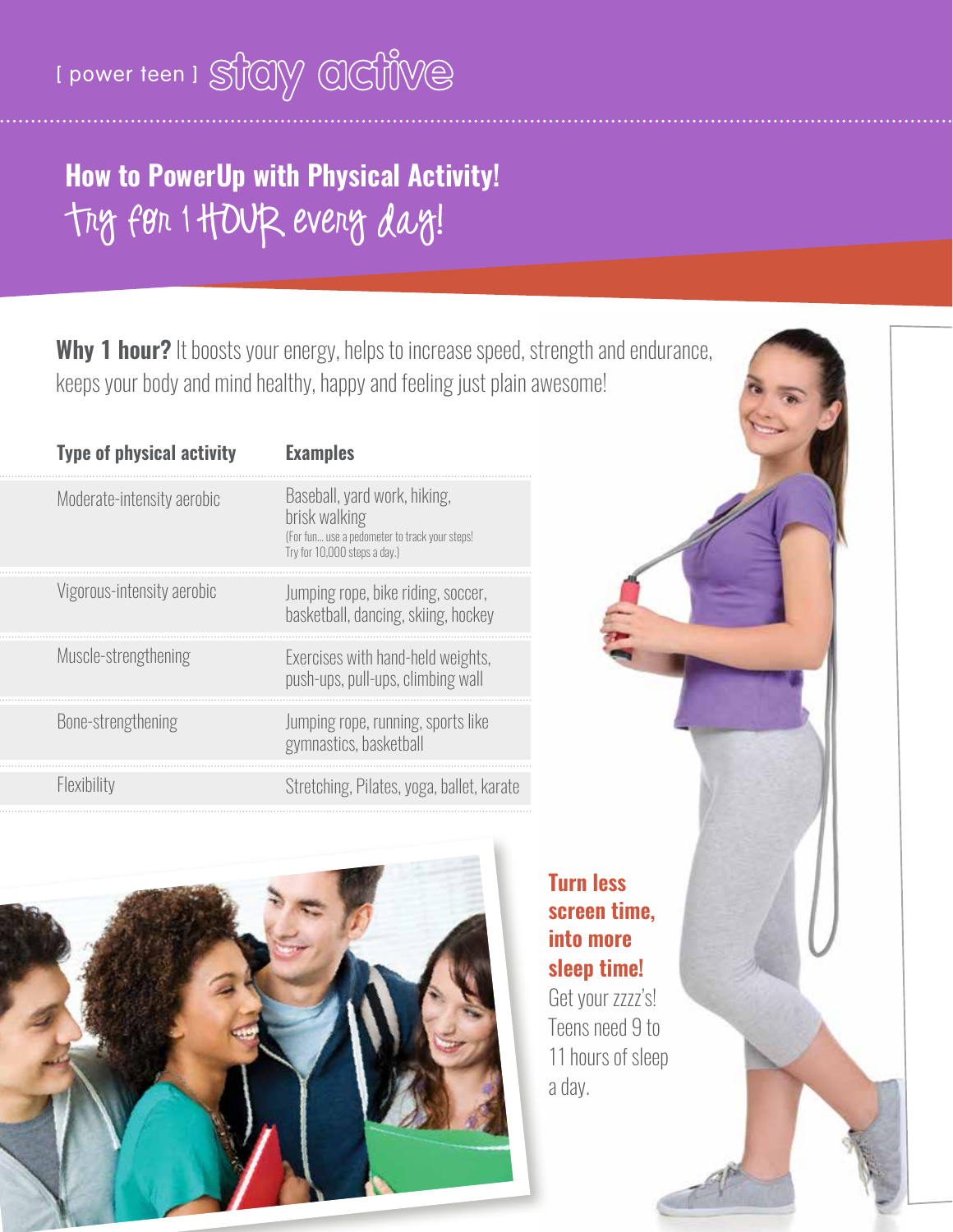[ power teen ] stay active

## How to PowerUp with Physical Activity!

### Try for 1 HOUR every day!

**Why 1 hour?** It boosts your energy, helps to increase speed, strength and endurance, keeps your body and mind healthy, happy and feeling just plain awesome!

| Type of physical activity | Examples |
| --- | --- |
| Moderate-intensity aerobic | Baseball, yard work, hiking, brisk walking (For fun... use a pedometer to track your steps! Try for 10,000 steps a day.) |
| Vigorous-intensity aerobic | Jumping rope, bike riding, soccer, basketball, dancing, skiing, hockey |
| Muscle-strengthening | Exercises with hand-held weights, push-ups, pull-ups, climbing wall |
| Bone-strengthening | Jumping rope, running, sports like gymnastics, basketball |
| Flexibility | Stretching, Pilates, yoga, ballet, karate |

**Turn less screen time, into more sleep time!**

Get your zzzz's! Teens need 9 to 11 hours of sleep a day.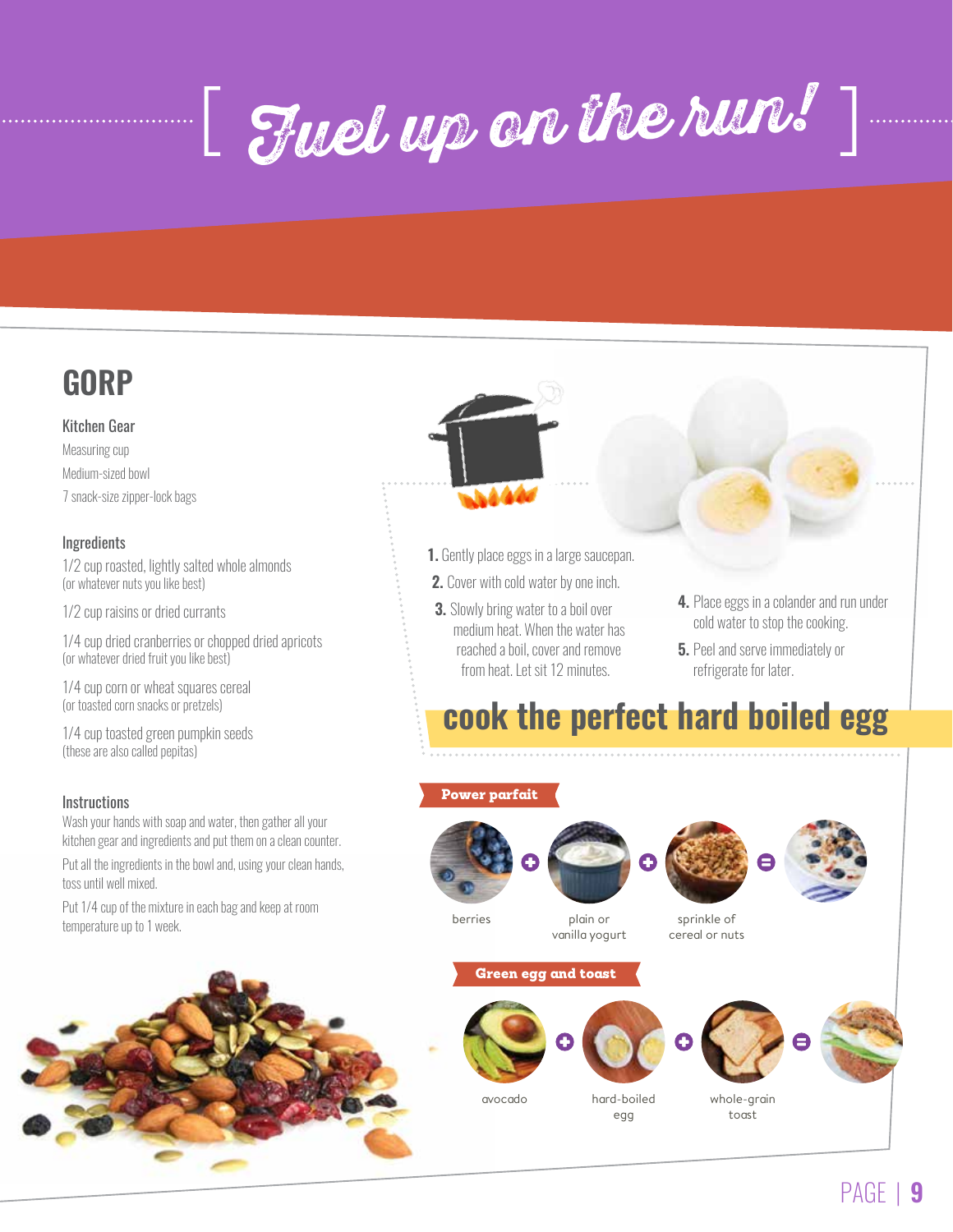# [ Fuel up on the run! ]

## GORP

### Kitchen Gear

Measuring cup
Medium-sized bowl
7 snack-size zipper-lock bags

### Ingredients

1/2 cup roasted, lightly salted whole almonds
(or whatever nuts you like best)

1/2 cup raisins or dried currants

1/4 cup dried cranberries or chopped dried apricots
(or whatever dried fruit you like best)

1/4 cup corn or wheat squares cereal
(or toasted corn snacks or pretzels)

1/4 cup toasted green pumpkin seeds
(these are also called pepitas)

### Instructions

Wash your hands with soap and water, then gather all your kitchen gear and ingredients and put them on a clean counter.

Put all the ingredients in the bowl and, using your clean hands, toss until well mixed.

Put 1/4 cup of the mixture in each bag and keep at room temperature up to 1 week.

## cook the perfect hard boiled egg

1. Gently place eggs in a large saucepan.
2. Cover with cold water by one inch.
3. Slowly bring water to a boil over medium heat. When the water has reached a boil, cover and remove from heat. Let sit 12 minutes.
4. Place eggs in a colander and run under cold water to stop the cooking.
5. Peel and serve immediately or refrigerate for later.

### Power parfait

berries + plain or vanilla yogurt + sprinkle of cereal or nuts =

### Green egg and toast

avocado + hard-boiled egg + whole-grain toast =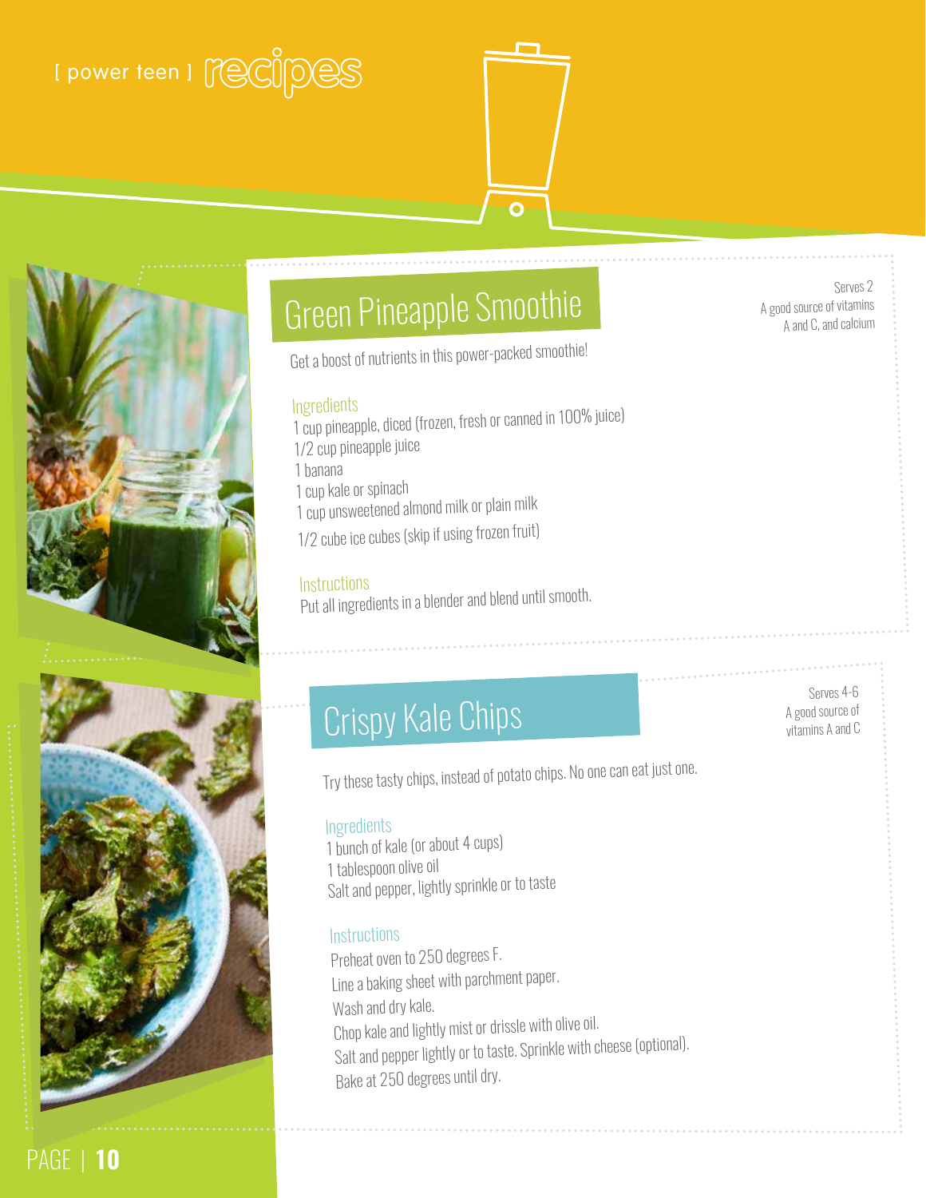[ power teen ] recipes

## Green Pineapple Smoothie

Serves 2
A good source of vitamins A and C, and calcium

Get a boost of nutrients in this power-packed smoothie!

### Ingredients

1 cup pineapple, diced (frozen, fresh or canned in 100% juice)
1/2 cup pineapple juice
1 banana
1 cup kale or spinach
1 cup unsweetened almond milk or plain milk
1/2 cube ice cubes (skip if using frozen fruit)

### Instructions

Put all ingredients in a blender and blend until smooth.

## Crispy Kale Chips

Serves 4-6
A good source of vitamins A and C

Try these tasty chips, instead of potato chips. No one can eat just one.

### Ingredients

1 bunch of kale (or about 4 cups)
1 tablespoon olive oil
Salt and pepper, lightly sprinkle or to taste

### Instructions

Preheat oven to 250 degrees F.
Line a baking sheet with parchment paper.
Wash and dry kale.
Chop kale and lightly mist or drissle with olive oil.
Salt and pepper lightly or to taste. Sprinkle with cheese (optional).
Bake at 250 degrees until dry.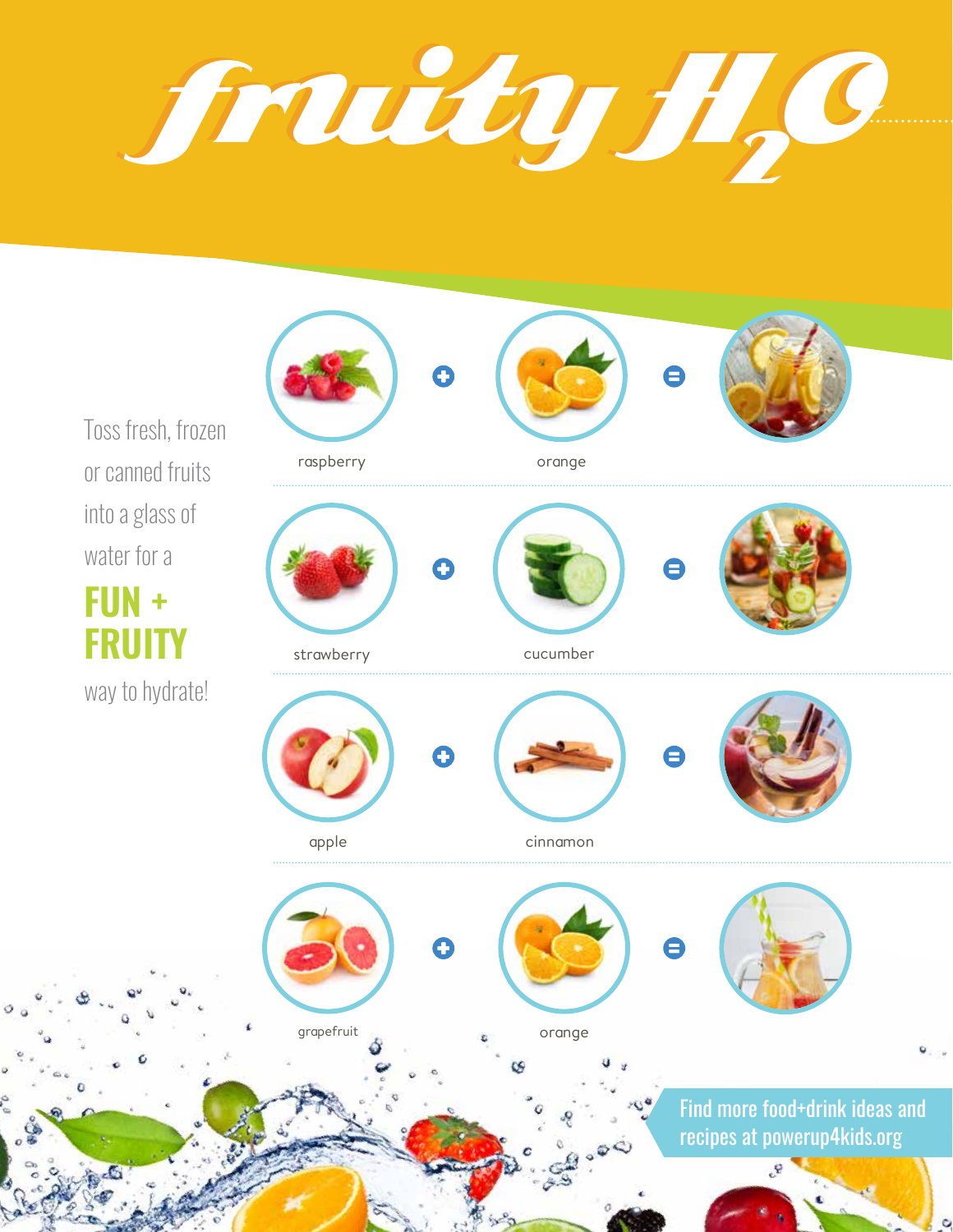# fruity $H_2O$

Toss fresh, frozen or canned fruits into a glass of water for a

**FUN + FRUITY**

way to hydrate!

raspberry + orange =

strawberry + cucumber =

apple + cinnamon =

grapefruit + orange =

Find more food+drink ideas and recipes at powerup4kids.org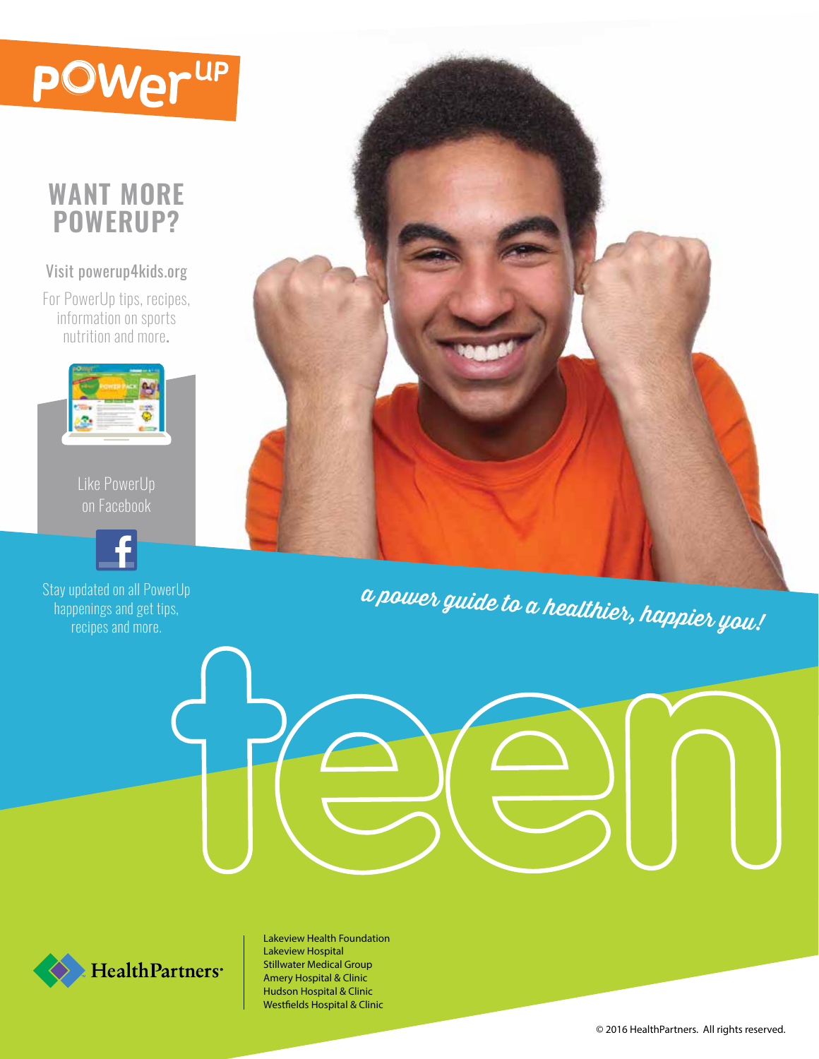# powerUP

## WANT MORE POWERUP?

Visit powerup4kids.org

For PowerUp tips, recipes, information on sports nutrition and more.

Like PowerUp on Facebook

Stay updated on all PowerUp happenings and get tips, recipes and more.

*a power guide to a healthier, happier you!*

# teen

HealthPartners

Lakeview Health Foundation
Lakeview Hospital
Stillwater Medical Group
Amery Hospital & Clinic
Hudson Hospital & Clinic
Westfields Hospital & Clinic

© 2016 HealthPartners. All rights reserved.